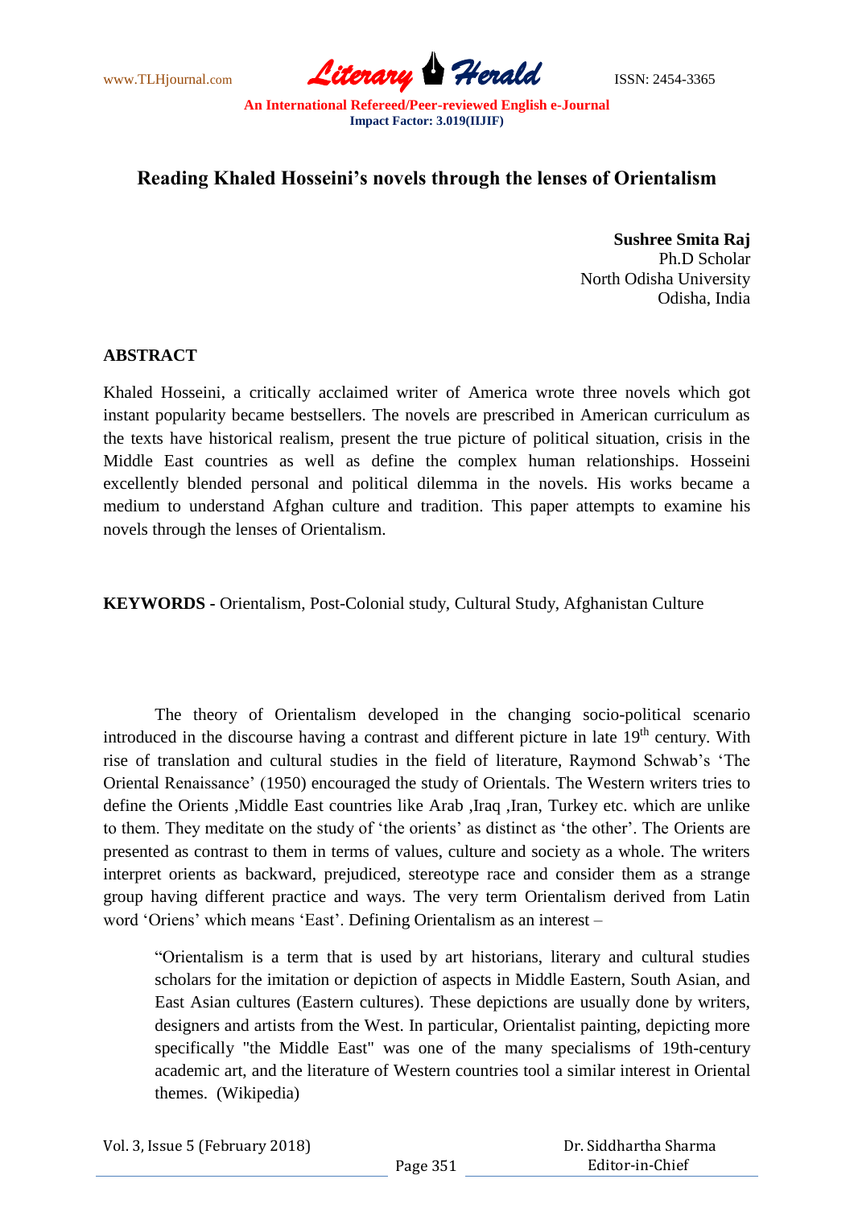# Reading Khaled Hosseini's novels through the lenses of Orientalism

**Sushree Smita Raj**
Ph.D Scholar
North Odisha University
Odisha, India

## ABSTRACT

Khaled Hosseini, a critically acclaimed writer of America wrote three novels which got instant popularity became bestsellers. The novels are prescribed in American curriculum as the texts have historical realism, present the true picture of political situation, crisis in the Middle East countries as well as define the complex human relationships. Hosseini excellently blended personal and political dilemma in the novels. His works became a medium to understand Afghan culture and tradition. This paper attempts to examine his novels through the lenses of Orientalism.

**KEYWORDS -** Orientalism, Post-Colonial study, Cultural Study, Afghanistan Culture

The theory of Orientalism developed in the changing socio-political scenario introduced in the discourse having a contrast and different picture in late 19th century. With rise of translation and cultural studies in the field of literature, Raymond Schwab's 'The Oriental Renaissance' (1950) encouraged the study of Orientals. The Western writers tries to define the Orients ,Middle East countries like Arab ,Iraq ,Iran, Turkey etc. which are unlike to them. They meditate on the study of 'the orients' as distinct as 'the other'. The Orients are presented as contrast to them in terms of values, culture and society as a whole. The writers interpret orients as backward, prejudiced, stereotype race and consider them as a strange group having different practice and ways. The very term Orientalism derived from Latin word 'Oriens' which means 'East'. Defining Orientalism as an interest –

> "Orientalism is a term that is used by art historians, literary and cultural studies scholars for the imitation or depiction of aspects in Middle Eastern, South Asian, and East Asian cultures (Eastern cultures). These depictions are usually done by writers, designers and artists from the West. In particular, Orientalist painting, depicting more specifically "the Middle East" was one of the many specialisms of 19th-century academic art, and the literature of Western countries tool a similar interest in Oriental themes. (Wikipedia)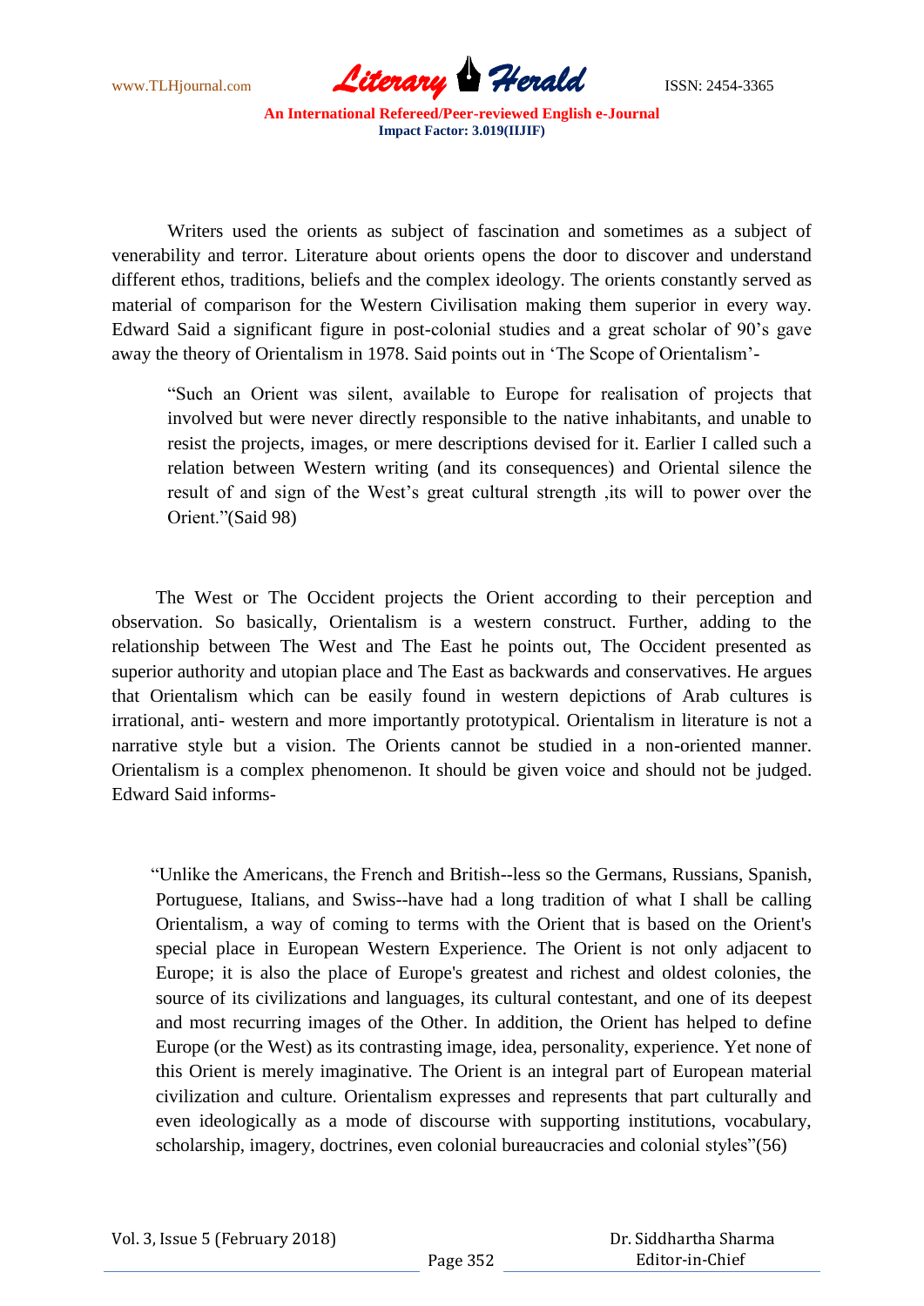Writers used the orients as subject of fascination and sometimes as a subject of venerability and terror. Literature about orients opens the door to discover and understand different ethos, traditions, beliefs and the complex ideology. The orients constantly served as material of comparison for the Western Civilisation making them superior in every way. Edward Said a significant figure in post-colonial studies and a great scholar of 90's gave away the theory of Orientalism in 1978. Said points out in 'The Scope of Orientalism'-

> "Such an Orient was silent, available to Europe for realisation of projects that involved but were never directly responsible to the native inhabitants, and unable to resist the projects, images, or mere descriptions devised for it. Earlier I called such a relation between Western writing (and its consequences) and Oriental silence the result of and sign of the West's great cultural strength ,its will to power over the Orient."(Said 98)

The West or The Occident projects the Orient according to their perception and observation. So basically, Orientalism is a western construct. Further, adding to the relationship between The West and The East he points out, The Occident presented as superior authority and utopian place and The East as backwards and conservatives. He argues that Orientalism which can be easily found in western depictions of Arab cultures is irrational, anti- western and more importantly prototypical. Orientalism in literature is not a narrative style but a vision. The Orients cannot be studied in a non-oriented manner. Orientalism is a complex phenomenon. It should be given voice and should not be judged. Edward Said informs-

> "Unlike the Americans, the French and British--less so the Germans, Russians, Spanish, Portuguese, Italians, and Swiss--have had a long tradition of what I shall be calling Orientalism, a way of coming to terms with the Orient that is based on the Orient's special place in European Western Experience. The Orient is not only adjacent to Europe; it is also the place of Europe's greatest and richest and oldest colonies, the source of its civilizations and languages, its cultural contestant, and one of its deepest and most recurring images of the Other. In addition, the Orient has helped to define Europe (or the West) as its contrasting image, idea, personality, experience. Yet none of this Orient is merely imaginative. The Orient is an integral part of European material civilization and culture. Orientalism expresses and represents that part culturally and even ideologically as a mode of discourse with supporting institutions, vocabulary, scholarship, imagery, doctrines, even colonial bureaucracies and colonial styles"(56)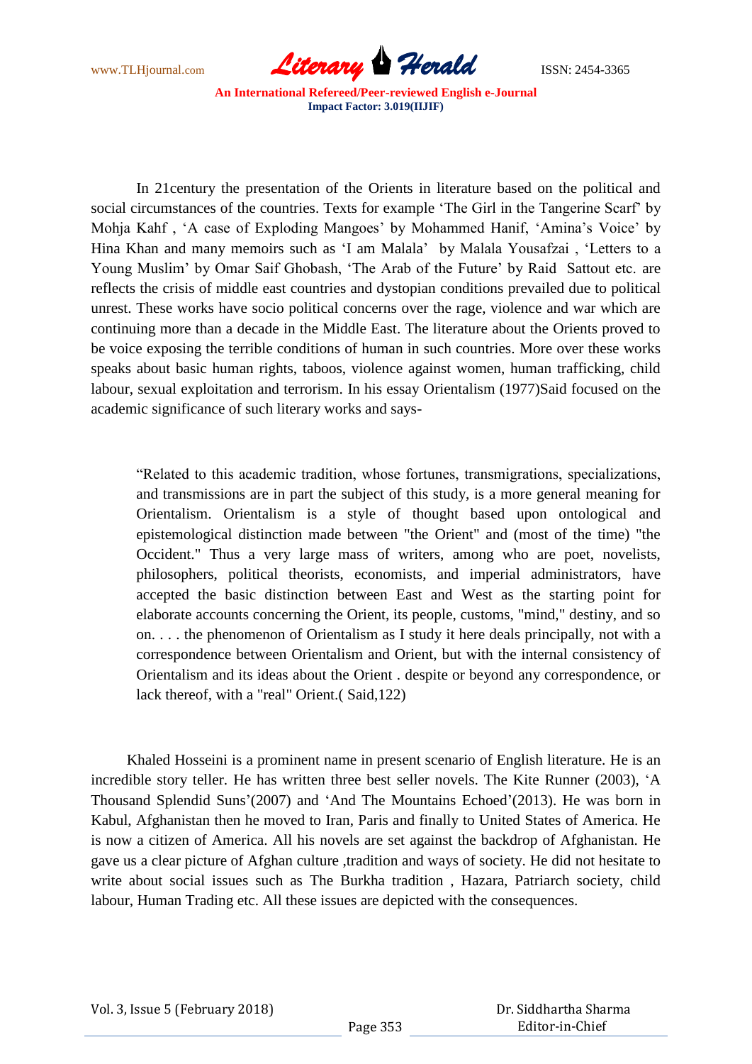In 21century the presentation of the Orients in literature based on the political and social circumstances of the countries. Texts for example 'The Girl in the Tangerine Scarf' by Mohja Kahf , 'A case of Exploding Mangoes' by Mohammed Hanif, 'Amina's Voice' by Hina Khan and many memoirs such as 'I am Malala' by Malala Yousafzai , 'Letters to a Young Muslim' by Omar Saif Ghobash, 'The Arab of the Future' by Raid Sattout etc. are reflects the crisis of middle east countries and dystopian conditions prevailed due to political unrest. These works have socio political concerns over the rage, violence and war which are continuing more than a decade in the Middle East. The literature about the Orients proved to be voice exposing the terrible conditions of human in such countries. More over these works speaks about basic human rights, taboos, violence against women, human trafficking, child labour, sexual exploitation and terrorism. In his essay Orientalism (1977)Said focused on the academic significance of such literary works and says-

> "Related to this academic tradition, whose fortunes, transmigrations, specializations, and transmissions are in part the subject of this study, is a more general meaning for Orientalism. Orientalism is a style of thought based upon ontological and epistemological distinction made between "the Orient" and (most of the time) "the Occident." Thus a very large mass of writers, among who are poet, novelists, philosophers, political theorists, economists, and imperial administrators, have accepted the basic distinction between East and West as the starting point for elaborate accounts concerning the Orient, its people, customs, "mind," destiny, and so on. . . . the phenomenon of Orientalism as I study it here deals principally, not with a correspondence between Orientalism and Orient, but with the internal consistency of Orientalism and its ideas about the Orient . despite or beyond any correspondence, or lack thereof, with a "real" Orient.( Said,122)

Khaled Hosseini is a prominent name in present scenario of English literature. He is an incredible story teller. He has written three best seller novels. The Kite Runner (2003), 'A Thousand Splendid Suns'(2007) and 'And The Mountains Echoed'(2013). He was born in Kabul, Afghanistan then he moved to Iran, Paris and finally to United States of America. He is now a citizen of America. All his novels are set against the backdrop of Afghanistan. He gave us a clear picture of Afghan culture ,tradition and ways of society. He did not hesitate to write about social issues such as The Burkha tradition , Hazara, Patriarch society, child labour, Human Trading etc. All these issues are depicted with the consequences.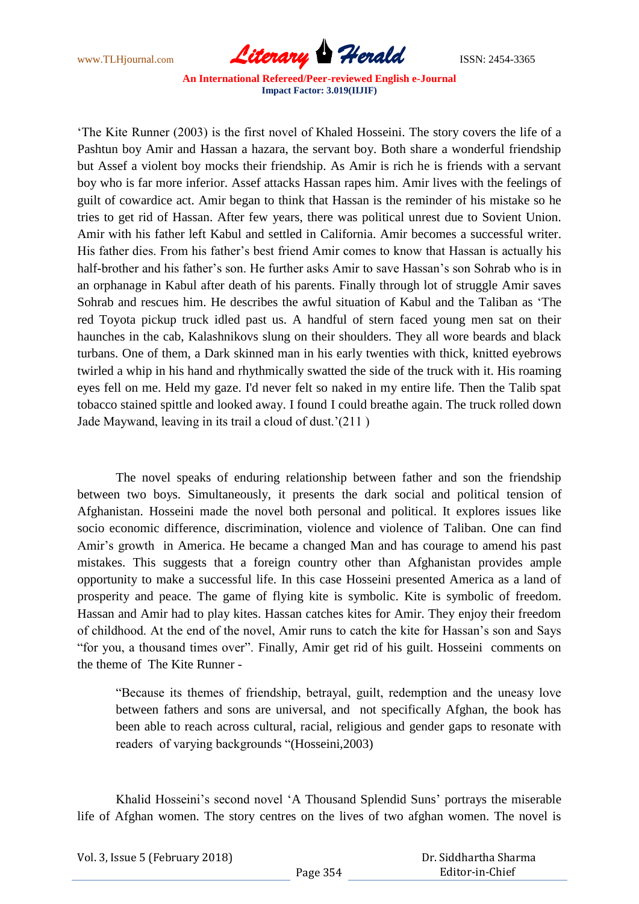'The Kite Runner (2003) is the first novel of Khaled Hosseini. The story covers the life of a Pashtun boy Amir and Hassan a hazara, the servant boy. Both share a wonderful friendship but Assef a violent boy mocks their friendship. As Amir is rich he is friends with a servant boy who is far more inferior. Assef attacks Hassan rapes him. Amir lives with the feelings of guilt of cowardice act. Amir began to think that Hassan is the reminder of his mistake so he tries to get rid of Hassan. After few years, there was political unrest due to Sovient Union. Amir with his father left Kabul and settled in California. Amir becomes a successful writer. His father dies. From his father's best friend Amir comes to know that Hassan is actually his half-brother and his father's son. He further asks Amir to save Hassan's son Sohrab who is in an orphanage in Kabul after death of his parents. Finally through lot of struggle Amir saves Sohrab and rescues him. He describes the awful situation of Kabul and the Taliban as 'The red Toyota pickup truck idled past us. A handful of stern faced young men sat on their haunches in the cab, Kalashnikovs slung on their shoulders. They all wore beards and black turbans. One of them, a Dark skinned man in his early twenties with thick, knitted eyebrows twirled a whip in his hand and rhythmically swatted the side of the truck with it. His roaming eyes fell on me. Held my gaze. I'd never felt so naked in my entire life. Then the Talib spat tobacco stained spittle and looked away. I found I could breathe again. The truck rolled down Jade Maywand, leaving in its trail a cloud of dust.'(211 )

The novel speaks of enduring relationship between father and son the friendship between two boys. Simultaneously, it presents the dark social and political tension of Afghanistan. Hosseini made the novel both personal and political. It explores issues like socio economic difference, discrimination, violence and violence of Taliban. One can find Amir's growth in America. He became a changed Man and has courage to amend his past mistakes. This suggests that a foreign country other than Afghanistan provides ample opportunity to make a successful life. In this case Hosseini presented America as a land of prosperity and peace. The game of flying kite is symbolic. Kite is symbolic of freedom. Hassan and Amir had to play kites. Hassan catches kites for Amir. They enjoy their freedom of childhood. At the end of the novel, Amir runs to catch the kite for Hassan's son and Says "for you, a thousand times over". Finally, Amir get rid of his guilt. Hosseini comments on the theme of The Kite Runner -

> "Because its themes of friendship, betrayal, guilt, redemption and the uneasy love between fathers and sons are universal, and not specifically Afghan, the book has been able to reach across cultural, racial, religious and gender gaps to resonate with readers of varying backgrounds "(Hosseini,2003)

Khalid Hosseini's second novel 'A Thousand Splendid Suns' portrays the miserable life of Afghan women. The story centres on the lives of two afghan women. The novel is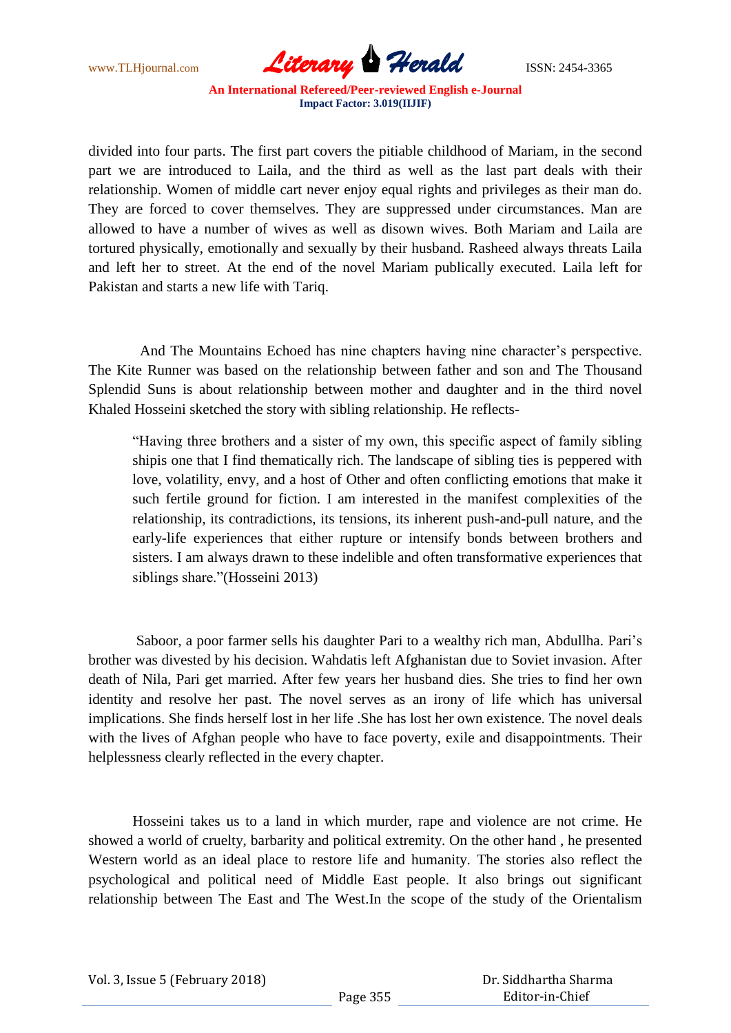divided into four parts. The first part covers the pitiable childhood of Mariam, in the second part we are introduced to Laila, and the third as well as the last part deals with their relationship. Women of middle cart never enjoy equal rights and privileges as their man do. They are forced to cover themselves. They are suppressed under circumstances. Man are allowed to have a number of wives as well as disown wives. Both Mariam and Laila are tortured physically, emotionally and sexually by their husband. Rasheed always threats Laila and left her to street. At the end of the novel Mariam publically executed. Laila left for Pakistan and starts a new life with Tariq.

And The Mountains Echoed has nine chapters having nine character's perspective. The Kite Runner was based on the relationship between father and son and The Thousand Splendid Suns is about relationship between mother and daughter and in the third novel Khaled Hosseini sketched the story with sibling relationship. He reflects-

> "Having three brothers and a sister of my own, this specific aspect of family sibling shipis one that I find thematically rich. The landscape of sibling ties is peppered with love, volatility, envy, and a host of Other and often conflicting emotions that make it such fertile ground for fiction. I am interested in the manifest complexities of the relationship, its contradictions, its tensions, its inherent push-and-pull nature, and the early-life experiences that either rupture or intensify bonds between brothers and sisters. I am always drawn to these indelible and often transformative experiences that siblings share."(Hosseini 2013)

Saboor, a poor farmer sells his daughter Pari to a wealthy rich man, Abdullha. Pari's brother was divested by his decision. Wahdatis left Afghanistan due to Soviet invasion. After death of Nila, Pari get married. After few years her husband dies. She tries to find her own identity and resolve her past. The novel serves as an irony of life which has universal implications. She finds herself lost in her life .She has lost her own existence. The novel deals with the lives of Afghan people who have to face poverty, exile and disappointments. Their helplessness clearly reflected in the every chapter.

Hosseini takes us to a land in which murder, rape and violence are not crime. He showed a world of cruelty, barbarity and political extremity. On the other hand , he presented Western world as an ideal place to restore life and humanity. The stories also reflect the psychological and political need of Middle East people. It also brings out significant relationship between The East and The West.In the scope of the study of the Orientalism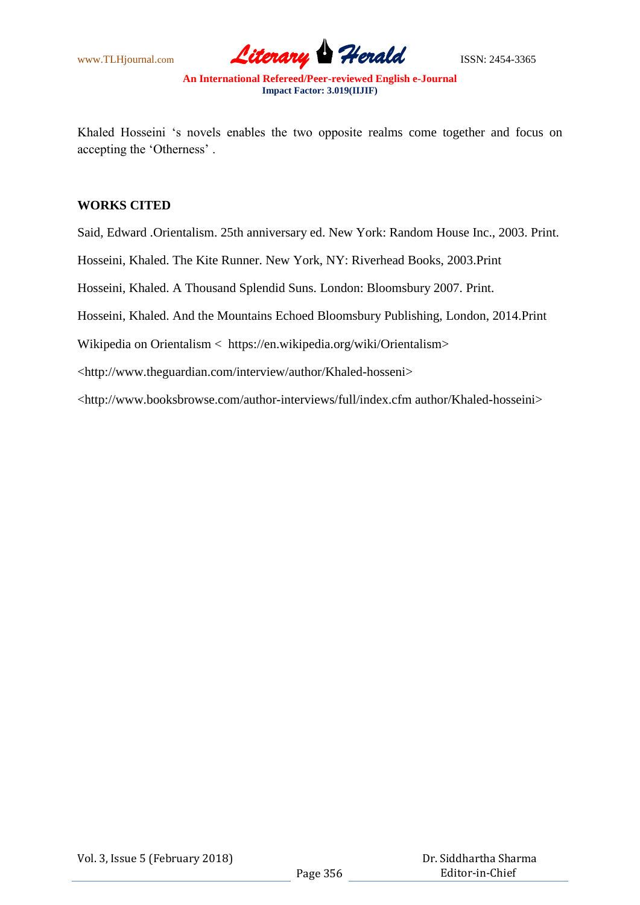Khaled Hosseini 's novels enables the two opposite realms come together and focus on accepting the 'Otherness' .

## WORKS CITED

Said, Edward .Orientalism. 25th anniversary ed. New York: Random House Inc., 2003. Print.

Hosseini, Khaled. The Kite Runner. New York, NY: Riverhead Books, 2003.Print

Hosseini, Khaled. A Thousand Splendid Suns. London: Bloomsbury 2007. Print.

Hosseini, Khaled. And the Mountains Echoed Bloomsbury Publishing, London, 2014.Print

Wikipedia on Orientalism < https://en.wikipedia.org/wiki/Orientalism>

<http://www.theguardian.com/interview/author/Khaled-hosseni>

<http://www.booksbrowse.com/author-interviews/full/index.cfm author/Khaled-hosseini>